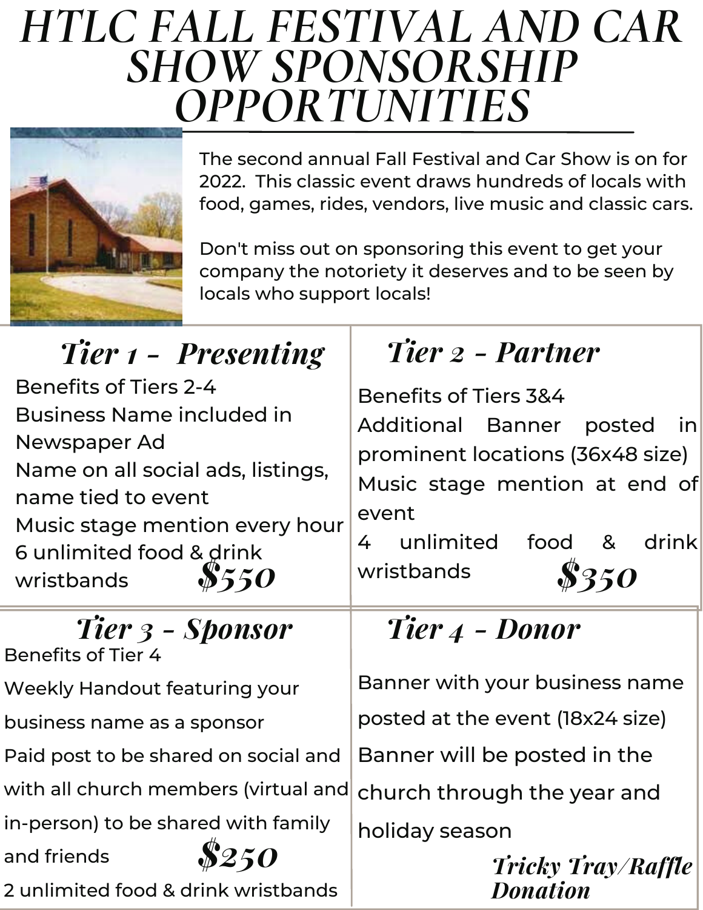# HTLC FALL FESTIVAL AND CAR SHOW SPONSORSHIP OPPORTUNITIES

The second annual Fall Festival and Car Show is on for 2022. This classic event draws hundreds of locals with food, games, rides, vendors, live music and classic cars.

Don't miss out on sponsoring this event to get your company the notoriety it deserves and to be seen by locals who support locals!

## Tier 1 - Presenting

Benefits of Tiers 2-4
Business Name included in Newspaper Ad
Name on all social ads, listings, name tied to event
Music stage mention every hour
6 unlimited food & drink wristbands

**$550**

## Tier 2 - Partner

Benefits of Tiers 3&4
Additional Banner posted in prominent locations (36x48 size)
Music stage mention at end of event
4 unlimited food & drink wristbands

**$350**

## Tier 3 - Sponsor

Benefits of Tier 4
Weekly Handout featuring your business name as a sponsor
Paid post to be shared on social and with all church members (virtual and in-person) to be shared with family and friends

**$250**

2 unlimited food & drink wristbands

## Tier 4 - Donor

Banner with your business name posted at the event (18x24 size)
Banner will be posted in the church through the year and holiday season

***Tricky Tray/Raffle Donation***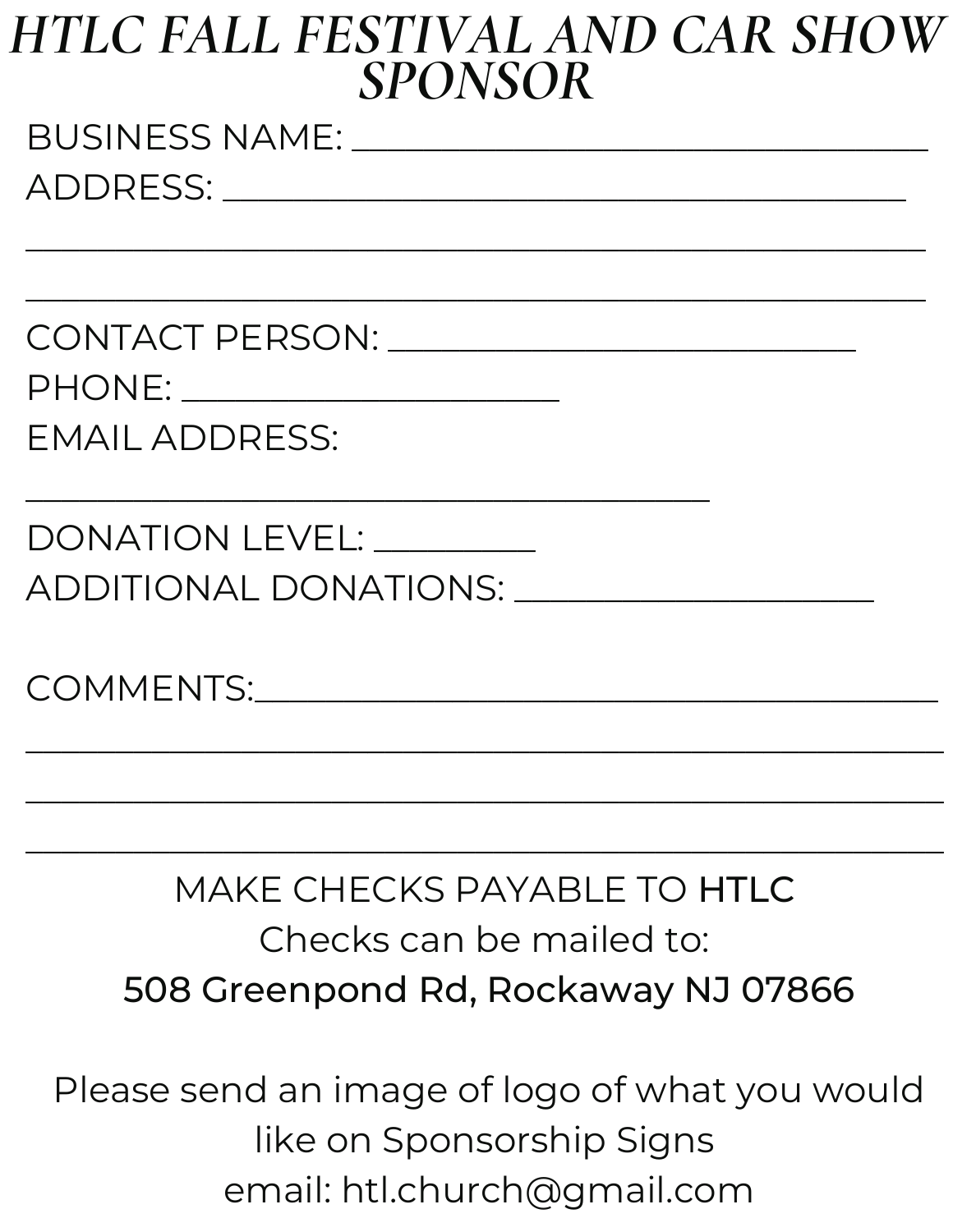# *HTLC FALL FESTIVAL AND CAR SHOW SPONSOR*

BUSINESS NAME: ______________________________

ADDRESS: ___________________________________

____________________________________________

____________________________________________

CONTACT PERSON: _________________________

PHONE: ____________________

EMAIL ADDRESS:

______________________________________

DONATION LEVEL: ________

ADDITIONAL DONATIONS: ___________________

COMMENTS:___________________________________

____________________________________________

____________________________________________

____________________________________________

MAKE CHECKS PAYABLE TO **HTLC**

Checks can be mailed to:

**508 Greenpond Rd, Rockaway NJ 07866**

Please send an image of logo of what you would like on Sponsorship Signs

email: htl.church@gmail.com